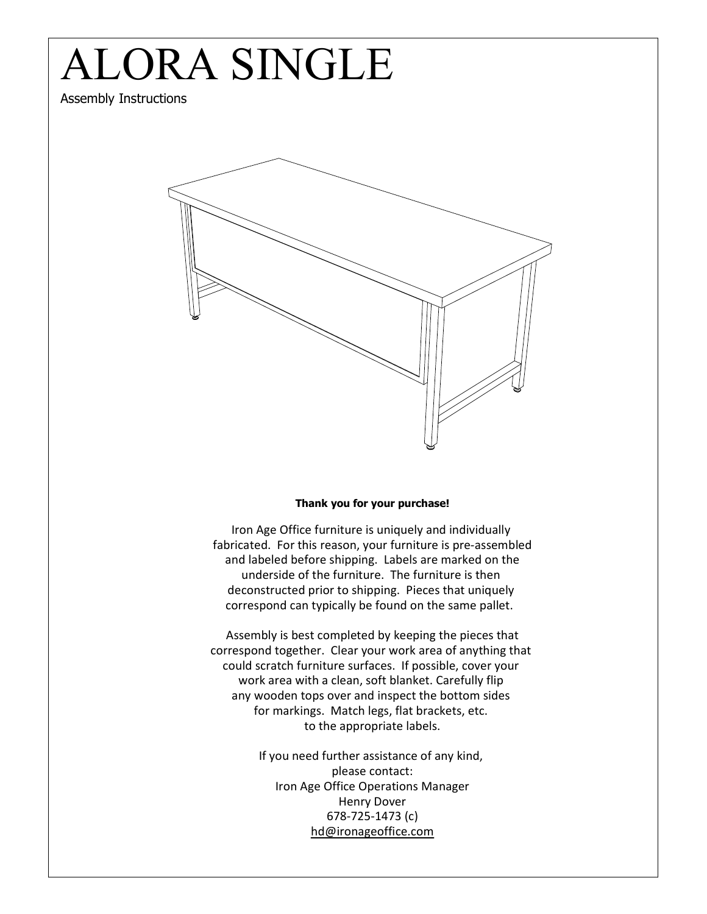# ALORA SINGLE

Assembly Instructions

**Thank you for your purchase!**

Iron Age Office furniture is uniquely and individually fabricated. For this reason, your furniture is pre-assembled and labeled before shipping. Labels are marked on the underside of the furniture. The furniture is then deconstructed prior to shipping. Pieces that uniquely correspond can typically be found on the same pallet.

Assembly is best completed by keeping the pieces that correspond together. Clear your work area of anything that could scratch furniture surfaces. If possible, cover your work area with a clean, soft blanket. Carefully flip any wooden tops over and inspect the bottom sides for markings. Match legs, flat brackets, etc. to the appropriate labels.

If you need further assistance of any kind,
please contact:
Iron Age Office Operations Manager
Henry Dover
678-725-1473 (c)
hd@ironageoffice.com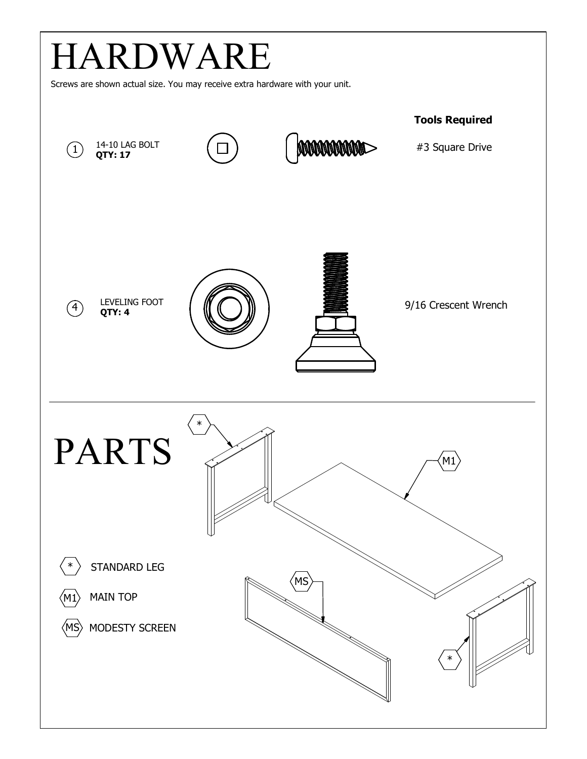# HARDWARE

Screws are shown actual size. You may receive extra hardware with your unit.

| | Hardware | Tools Required |
|---|---|---|
| 1 | 14-10 LAG BOLT **QTY: 17** | #3 Square Drive |
| 4 | LEVELING FOOT **QTY: 4** | 9/16 Crescent Wrench |

# PARTS

- * STANDARD LEG
- M1 MAIN TOP
- MS MODESTY SCREEN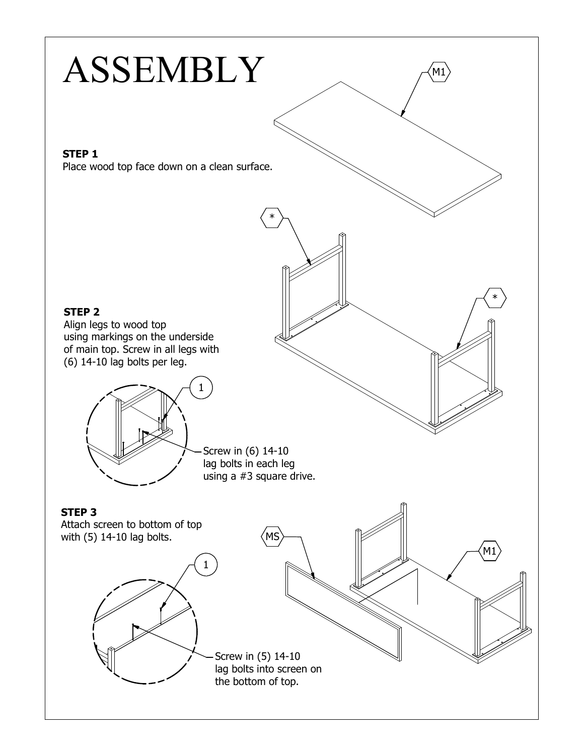# ASSEMBLY

**STEP 1**
Place wood top face down on a clean surface.

M1

*

*

**STEP 2**
Align legs to wood top using markings on the underside of main top. Screw in all legs with (6) 14-10 lag bolts per leg.

1

Screw in (6) 14-10 lag bolts in each leg using a #3 square drive.

**STEP 3**
Attach screen to bottom of top with (5) 14-10 lag bolts.

MS

M1

1

Screw in (5) 14-10 lag bolts into screen on the bottom of top.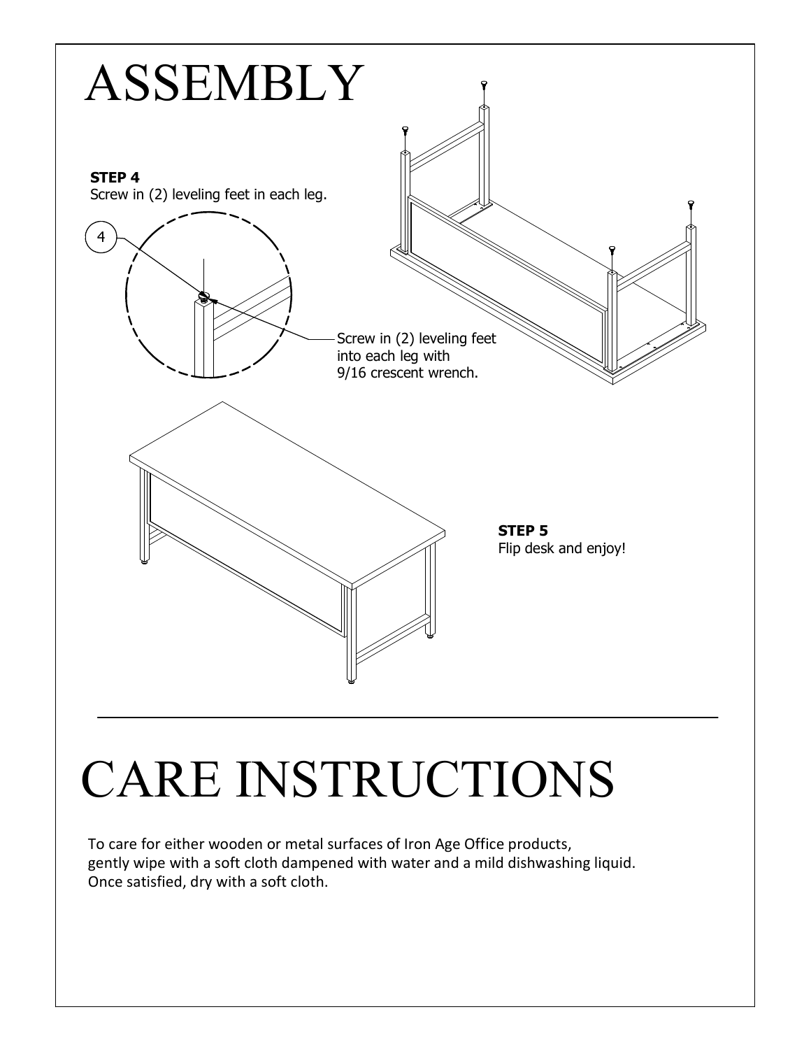# ASSEMBLY

**STEP 4**
Screw in (2) leveling feet in each leg.

4

Screw in (2) leveling feet into each leg with 9/16 crescent wrench.

**STEP 5**
Flip desk and enjoy!

# CARE INSTRUCTIONS

To care for either wooden or metal surfaces of Iron Age Office products, gently wipe with a soft cloth dampened with water and a mild dishwashing liquid. Once satisfied, dry with a soft cloth.